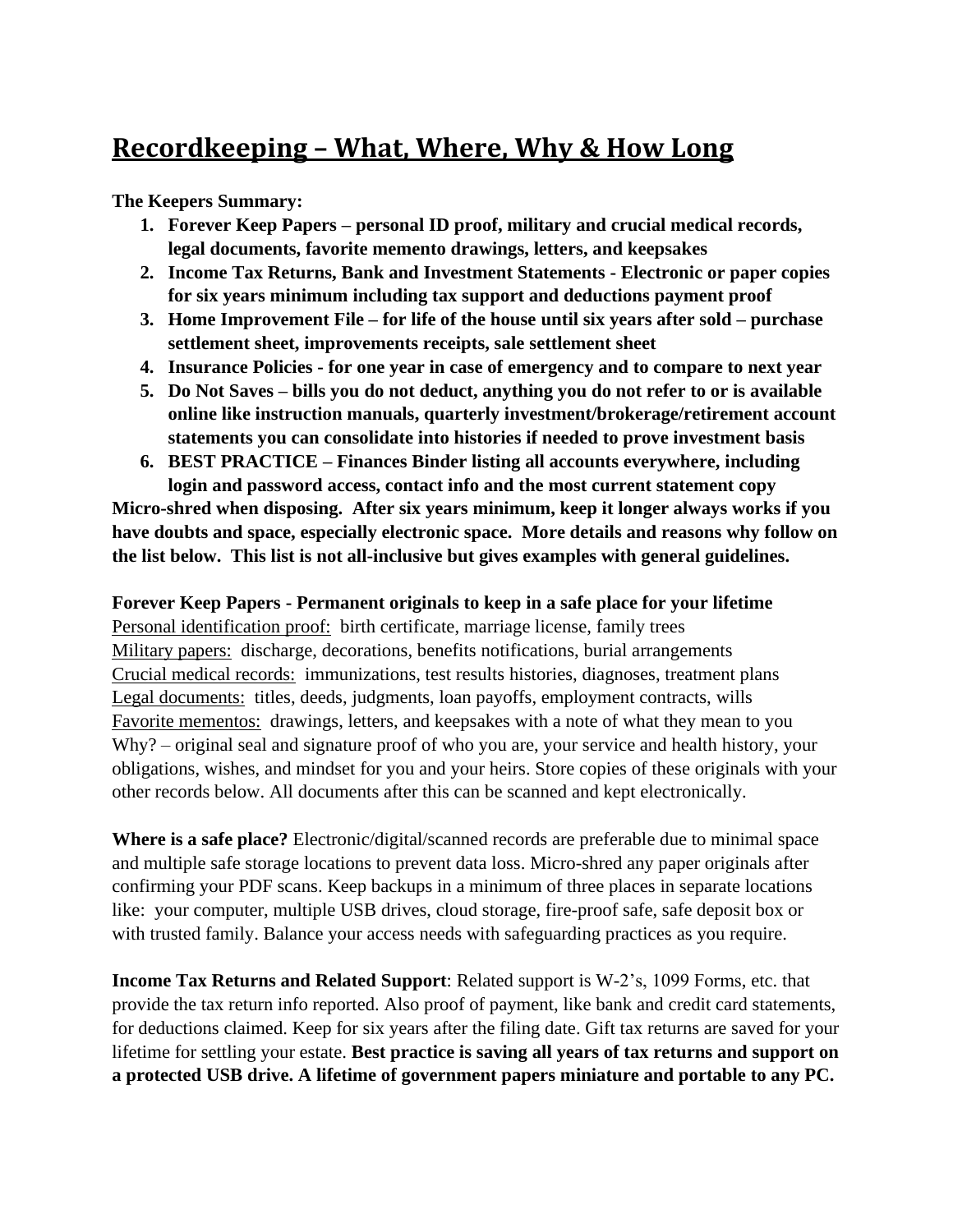# Recordkeeping – What, Where, Why & How Long

**The Keepers Summary:**

1. **Forever Keep Papers – personal ID proof, military and crucial medical records, legal documents, favorite memento drawings, letters, and keepsakes**
2. **Income Tax Returns, Bank and Investment Statements - Electronic or paper copies for six years minimum including tax support and deductions payment proof**
3. **Home Improvement File – for life of the house until six years after sold – purchase settlement sheet, improvements receipts, sale settlement sheet**
4. **Insurance Policies - for one year in case of emergency and to compare to next year**
5. **Do Not Saves – bills you do not deduct, anything you do not refer to or is available online like instruction manuals, quarterly investment/brokerage/retirement account statements you can consolidate into histories if needed to prove investment basis**
6. **BEST PRACTICE – Finances Binder listing all accounts everywhere, including login and password access, contact info and the most current statement copy**

**Micro-shred when disposing. After six years minimum, keep it longer always works if you have doubts and space, especially electronic space. More details and reasons why follow on the list below. This list is not all-inclusive but gives examples with general guidelines.**

**Forever Keep Papers - Permanent originals to keep in a safe place for your lifetime**
<u>Personal identification proof:</u> birth certificate, marriage license, family trees
<u>Military papers:</u> discharge, decorations, benefits notifications, burial arrangements
<u>Crucial medical records:</u> immunizations, test results histories, diagnoses, treatment plans
<u>Legal documents:</u> titles, deeds, judgments, loan payoffs, employment contracts, wills
<u>Favorite mementos:</u> drawings, letters, and keepsakes with a note of what they mean to you
Why? – original seal and signature proof of who you are, your service and health history, your obligations, wishes, and mindset for you and your heirs. Store copies of these originals with your other records below. All documents after this can be scanned and kept electronically.

**Where is a safe place?** Electronic/digital/scanned records are preferable due to minimal space and multiple safe storage locations to prevent data loss. Micro-shred any paper originals after confirming your PDF scans. Keep backups in a minimum of three places in separate locations like: your computer, multiple USB drives, cloud storage, fire-proof safe, safe deposit box or with trusted family. Balance your access needs with safeguarding practices as you require.

**Income Tax Returns and Related Support**: Related support is W-2's, 1099 Forms, etc. that provide the tax return info reported. Also proof of payment, like bank and credit card statements, for deductions claimed. Keep for six years after the filing date. Gift tax returns are saved for your lifetime for settling your estate. **Best practice is saving all years of tax returns and support on a protected USB drive. A lifetime of government papers miniature and portable to any PC.**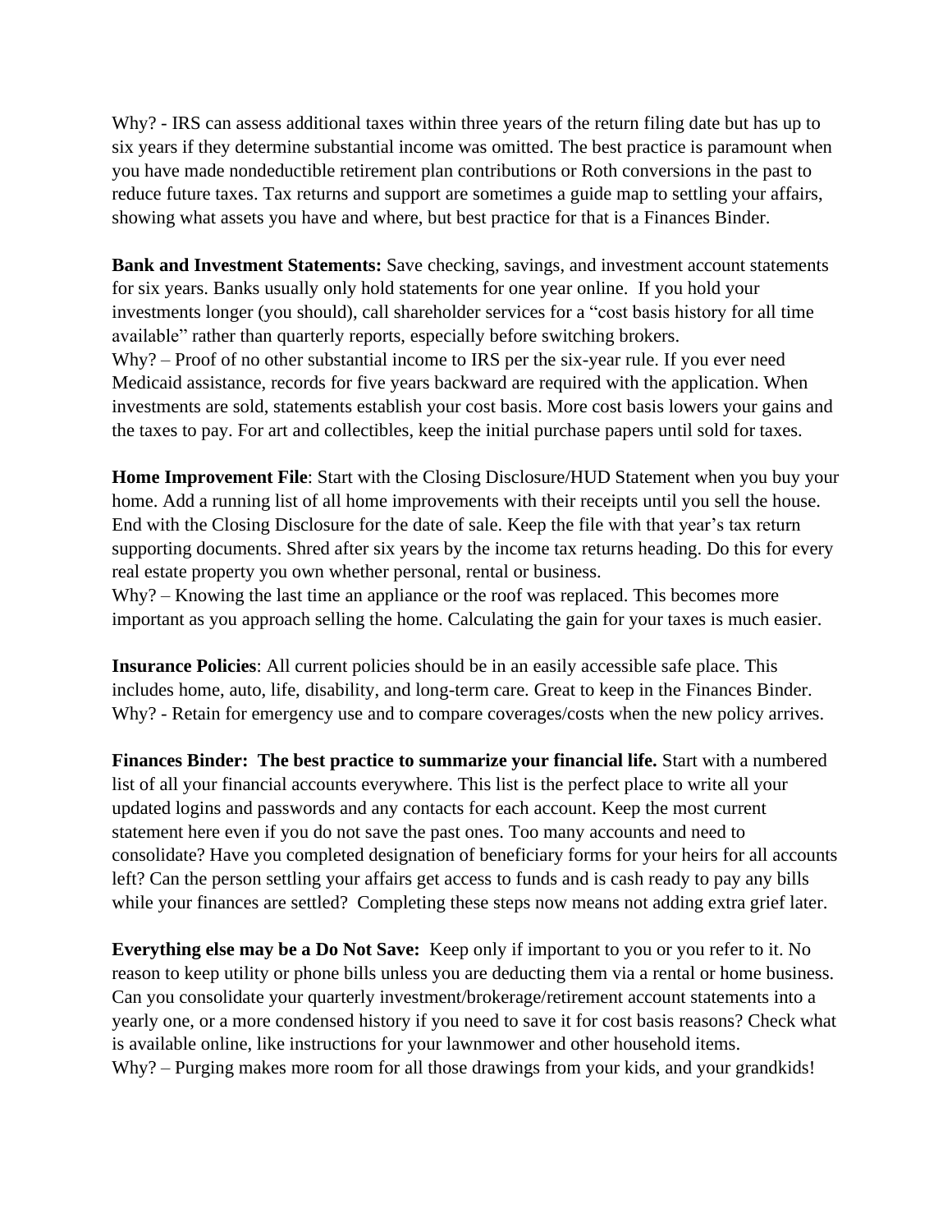Why? - IRS can assess additional taxes within three years of the return filing date but has up to six years if they determine substantial income was omitted. The best practice is paramount when you have made nondeductible retirement plan contributions or Roth conversions in the past to reduce future taxes. Tax returns and support are sometimes a guide map to settling your affairs, showing what assets you have and where, but best practice for that is a Finances Binder.

**Bank and Investment Statements:** Save checking, savings, and investment account statements for six years. Banks usually only hold statements for one year online. If you hold your investments longer (you should), call shareholder services for a "cost basis history for all time available" rather than quarterly reports, especially before switching brokers.
Why? – Proof of no other substantial income to IRS per the six-year rule. If you ever need Medicaid assistance, records for five years backward are required with the application. When investments are sold, statements establish your cost basis. More cost basis lowers your gains and the taxes to pay. For art and collectibles, keep the initial purchase papers until sold for taxes.

**Home Improvement File**: Start with the Closing Disclosure/HUD Statement when you buy your home. Add a running list of all home improvements with their receipts until you sell the house. End with the Closing Disclosure for the date of sale. Keep the file with that year's tax return supporting documents. Shred after six years by the income tax returns heading. Do this for every real estate property you own whether personal, rental or business.
Why? – Knowing the last time an appliance or the roof was replaced. This becomes more important as you approach selling the home. Calculating the gain for your taxes is much easier.

**Insurance Policies**: All current policies should be in an easily accessible safe place. This includes home, auto, life, disability, and long-term care. Great to keep in the Finances Binder.
Why? - Retain for emergency use and to compare coverages/costs when the new policy arrives.

**Finances Binder: The best practice to summarize your financial life.** Start with a numbered list of all your financial accounts everywhere. This list is the perfect place to write all your updated logins and passwords and any contacts for each account. Keep the most current statement here even if you do not save the past ones. Too many accounts and need to consolidate? Have you completed designation of beneficiary forms for your heirs for all accounts left? Can the person settling your affairs get access to funds and is cash ready to pay any bills while your finances are settled? Completing these steps now means not adding extra grief later.

**Everything else may be a Do Not Save:** Keep only if important to you or you refer to it. No reason to keep utility or phone bills unless you are deducting them via a rental or home business. Can you consolidate your quarterly investment/brokerage/retirement account statements into a yearly one, or a more condensed history if you need to save it for cost basis reasons? Check what is available online, like instructions for your lawnmower and other household items.
Why? – Purging makes more room for all those drawings from your kids, and your grandkids!